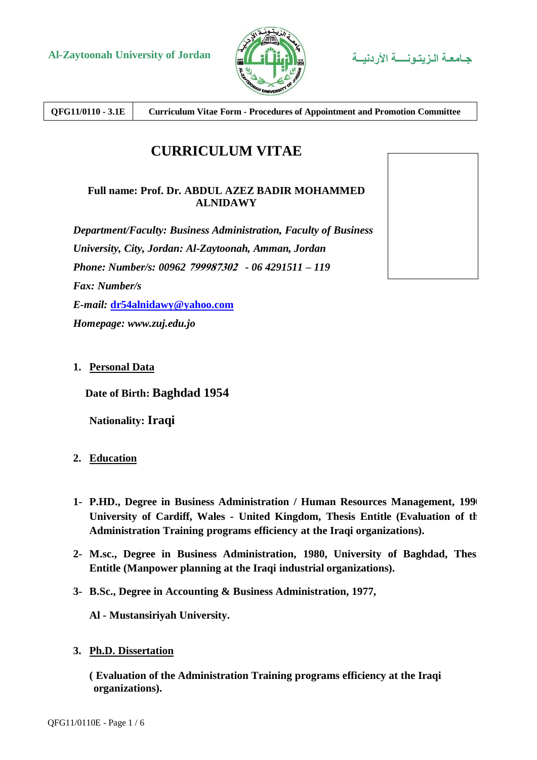Al-Zaytoonah University of Jordan

جـامعـة الـزيتـونـــة الأردنيـة

| QFG11/0110 - 3.1E | Curriculum Vitae Form - Procedures of Appointment and Promotion Committee |
| --- | --- |

# CURRICULUM VITAE

**Full name: Prof. Dr. ABDUL AZEZ BADIR MOHAMMED ALNIDAWY**

*Department/Faculty: Business Administration, Faculty of Business*

*University, City, Jordan: Al-Zaytoonah, Amman, Jordan*

*Phone: Number/s: 00962 799987302 - 06 4291511 – 119*

*Fax: Number/s*

*E-mail:* dr54alnidawy@yahoo.com

*Homepage: www.zuj.edu.jo*

## 1. Personal Data

**Date of Birth: Baghdad 1954**

**Nationality: Iraqi**

## 2. Education

1- **P.HD., Degree in Business Administration / Human Resources Management, 199 University of Cardiff, Wales - United Kingdom, Thesis Entitle (Evaluation of th Administration Training programs efficiency at the Iraqi organizations).**

2- **M.sc., Degree in Business Administration, 1980, University of Baghdad, Thes Entitle (Manpower planning at the Iraqi industrial organizations).**

3- **B.Sc., Degree in Accounting & Business Administration, 1977,**

**Al - Mustansiriyah University.**

## 3. Ph.D. Dissertation

**( Evaluation of the Administration Training programs efficiency at the Iraqi organizations).**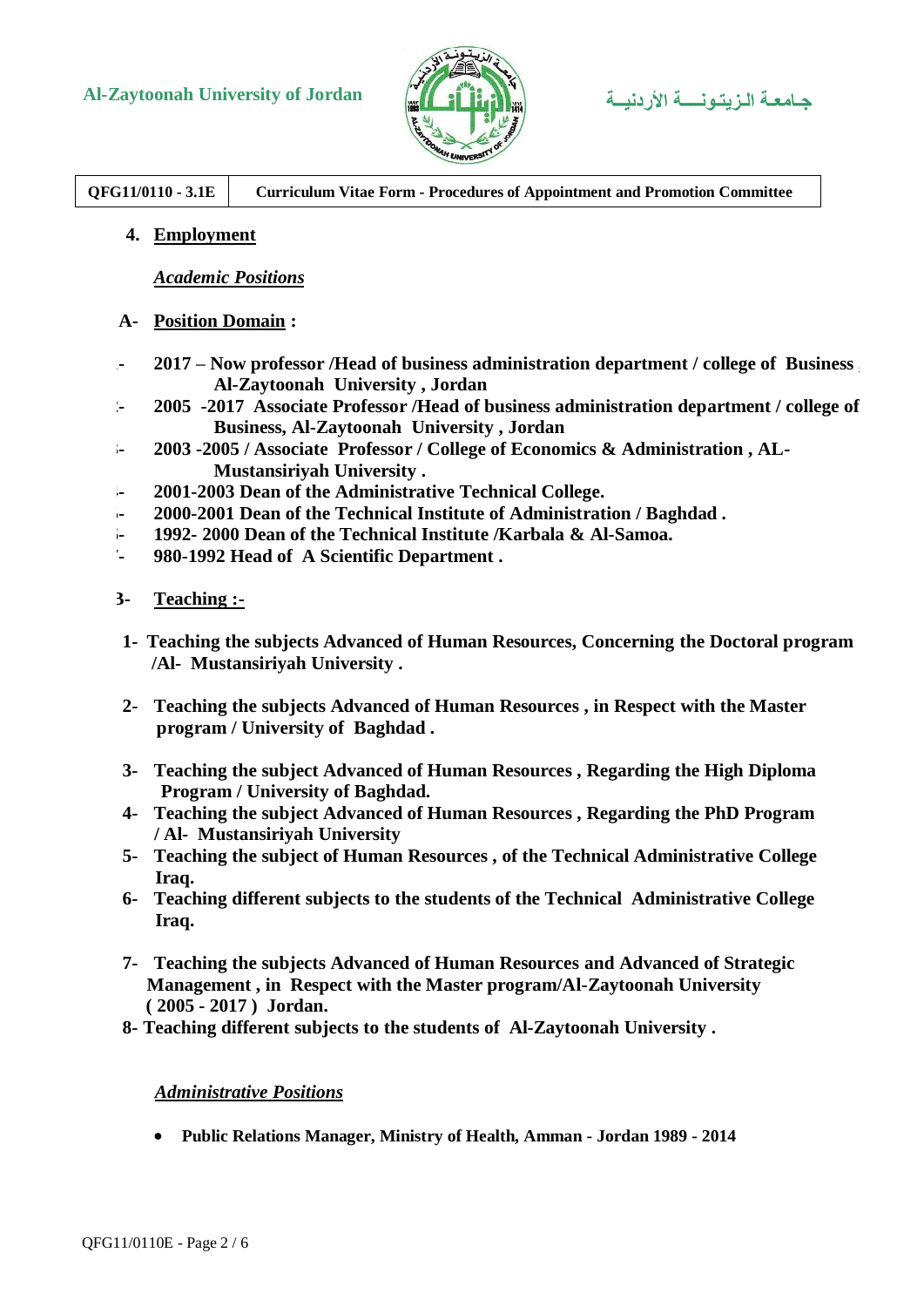4. **Employment**

***Academic Positions***

**A- Position Domain :**

- **2017 – Now professor /Head of business administration department / college of Business , Al-Zaytoonah University , Jordan**
- **2005 -2017 Associate Professor /Head of business administration department / college of Business, Al-Zaytoonah University , Jordan**
- **2003 -2005 / Associate Professor / College of Economics & Administration , AL-Mustansiriyah University .**
- **2001-2003 Dean of the Administrative Technical College.**
- **2000-2001 Dean of the Technical Institute of Administration / Baghdad .**
- **1992- 2000 Dean of the Technical Institute /Karbala & Al-Samoa.**
- **980-1992 Head of A Scientific Department .**

**B- Teaching :-**

1. **Teaching the subjects Advanced of Human Resources, Concerning the Doctoral program /Al- Mustansiriyah University .**
2. **Teaching the subjects Advanced of Human Resources , in Respect with the Master program / University of Baghdad .**
3. **Teaching the subject Advanced of Human Resources , Regarding the High Diploma Program / University of Baghdad.**
4. **Teaching the subject Advanced of Human Resources , Regarding the PhD Program / Al- Mustansiriyah University**
5. **Teaching the subject of Human Resources , of the Technical Administrative College Iraq.**
6. **Teaching different subjects to the students of the Technical Administrative College Iraq.**
7. **Teaching the subjects Advanced of Human Resources and Advanced of Strategic Management , in Respect with the Master program/Al-Zaytoonah University ( 2005 - 2017 ) Jordan.**
8. **Teaching different subjects to the students of Al-Zaytoonah University .**

***Administrative Positions***

- **Public Relations Manager, Ministry of Health, Amman - Jordan 1989 - 2014**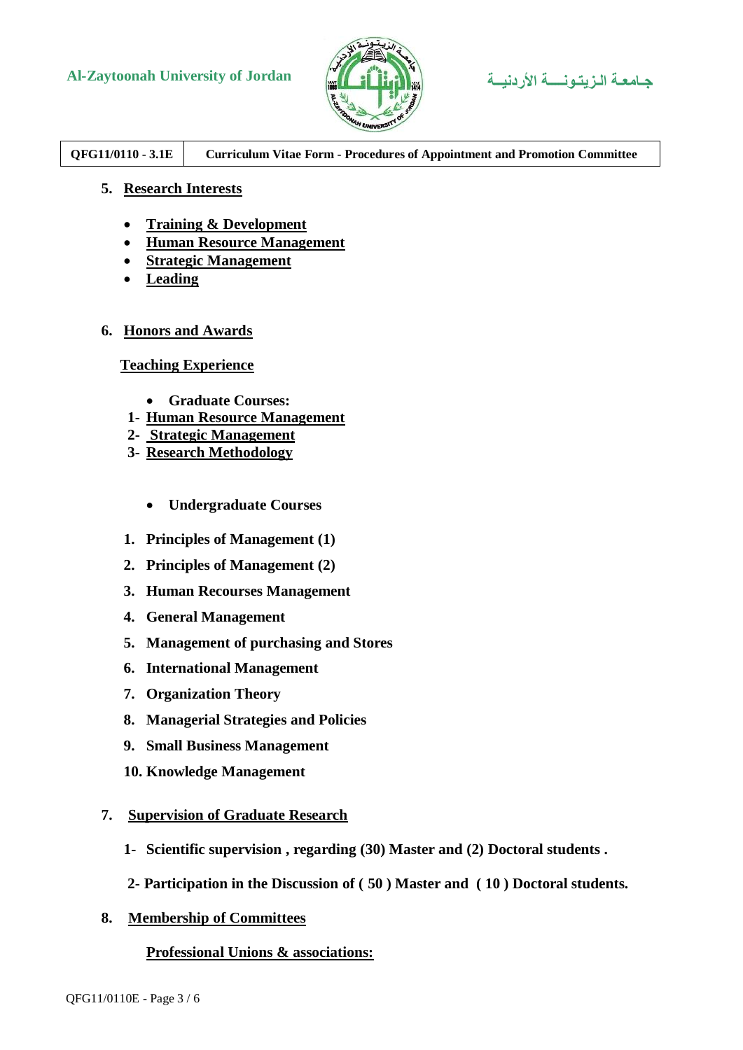5. **Research Interests**

- **Training & Development**
- **Human Resource Management**
- **Strategic Management**
- **Leading**

6. **Honors and Awards**

**Teaching Experience**

- **Graduate Courses:**

1- **Human Resource Management**
2- **Strategic Management**
3- **Research Methodology**

- **Undergraduate Courses**

1. **Principles of Management (1)**
2. **Principles of Management (2)**
3. **Human Recourses Management**
4. **General Management**
5. **Management of purchasing and Stores**
6. **International Management**
7. **Organization Theory**
8. **Managerial Strategies and Policies**
9. **Small Business Management**
10. **Knowledge Management**

7. **Supervision of Graduate Research**

1- **Scientific supervision , regarding (30) Master and (2) Doctoral students .**

2- **Participation in the Discussion of ( 50 ) Master and ( 10 ) Doctoral students.**

8. **Membership of Committees**

**Professional Unions & associations:**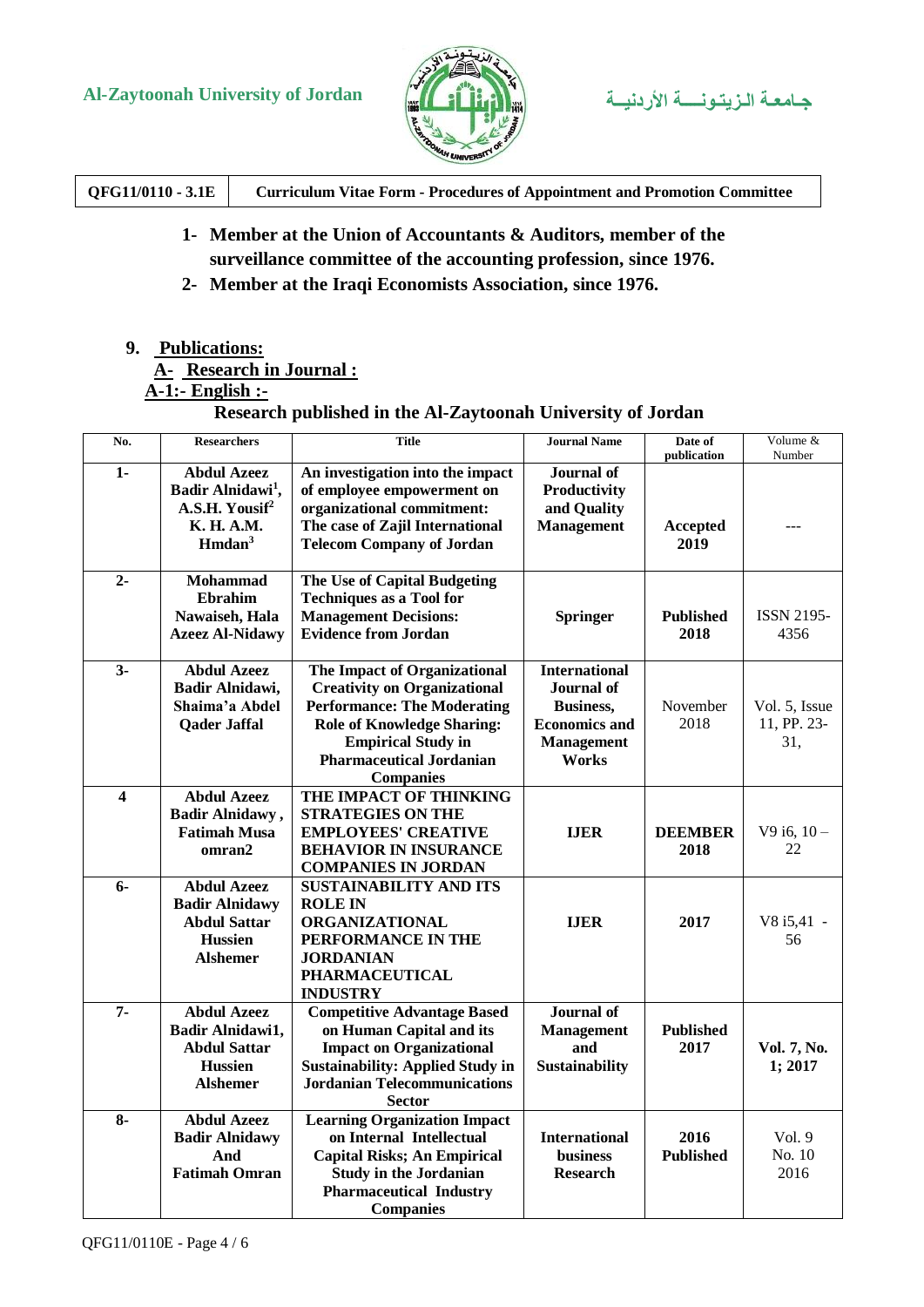1- **Member at the Union of Accountants & Auditors, member of the surveillance committee of the accounting profession, since 1976.**
2- **Member at the Iraqi Economists Association, since 1976.**

## 9. Publications:

### A- Research in Journal :

### A-1:- English :-

**Research published in the Al-Zaytoonah University of Jordan**

| No. | Researchers | Title | Journal Name | Date of publication | Volume & Number |
|---|---|---|---|---|---|
| **1-** | **Abdul Azeez Badir Alnidawi[1], A.S.H. Yousif[2] K. H. A.M. Hmdan[3]** | **An investigation into the impact of employee empowerment on organizational commitment: The case of Zajil International Telecom Company of Jordan** | **Journal of Productivity and Quality Management** | **Accepted 2019** | --- |
| **2-** | **Mohammad Ebrahim Nawaiseh, Hala Azeez Al-Nidawy** | **The Use of Capital Budgeting Techniques as a Tool for Management Decisions: Evidence from Jordan** | **Springer** | **Published 2018** | ISSN 2195-4356 |
| **3-** | **Abdul Azeez Badir Alnidawi, Shaima'a Abdel Qader Jaffal** | **The Impact of Organizational Creativity on Organizational Performance: The Moderating Role of Knowledge Sharing: Empirical Study in Pharmaceutical Jordanian Companies** | **International Journal of Business, Economics and Management Works** | November 2018 | Vol. 5, Issue 11, PP. 23-31, |
| **4** | **Abdul Azeez Badir Alnidawy , Fatimah Musa omran2** | **THE IMPACT OF THINKING STRATEGIES ON THE EMPLOYEES' CREATIVE BEHAVIOR IN INSURANCE COMPANIES IN JORDAN** | **IJER** | **DEEMBER 2018** | V9 i6, 10 – 22 |
| **6-** | **Abdul Azeez Badir Alnidawy Abdul Sattar Hussien Alshemer** | **SUSTAINABILITY AND ITS ROLE IN ORGANIZATIONAL PERFORMANCE IN THE JORDANIAN PHARMACEUTICAL INDUSTRY** | **IJER** | **2017** | V8 i5,41 - 56 |
| **7-** | **Abdul Azeez Badir Alnidawi1, Abdul Sattar Hussien Alshemer** | **Competitive Advantage Based on Human Capital and its Impact on Organizational Sustainability: Applied Study in Jordanian Telecommunications Sector** | **Journal of Management and Sustainability** | **Published 2017** | **Vol. 7, No. 1; 2017** |
| **8-** | **Abdul Azeez Badir Alnidawy And Fatimah Omran** | **Learning Organization Impact on Internal Intellectual Capital Risks; An Empirical Study in the Jordanian Pharmaceutical Industry Companies** | **International business Research** | **2016 Published** | Vol. 9 No. 10 2016 |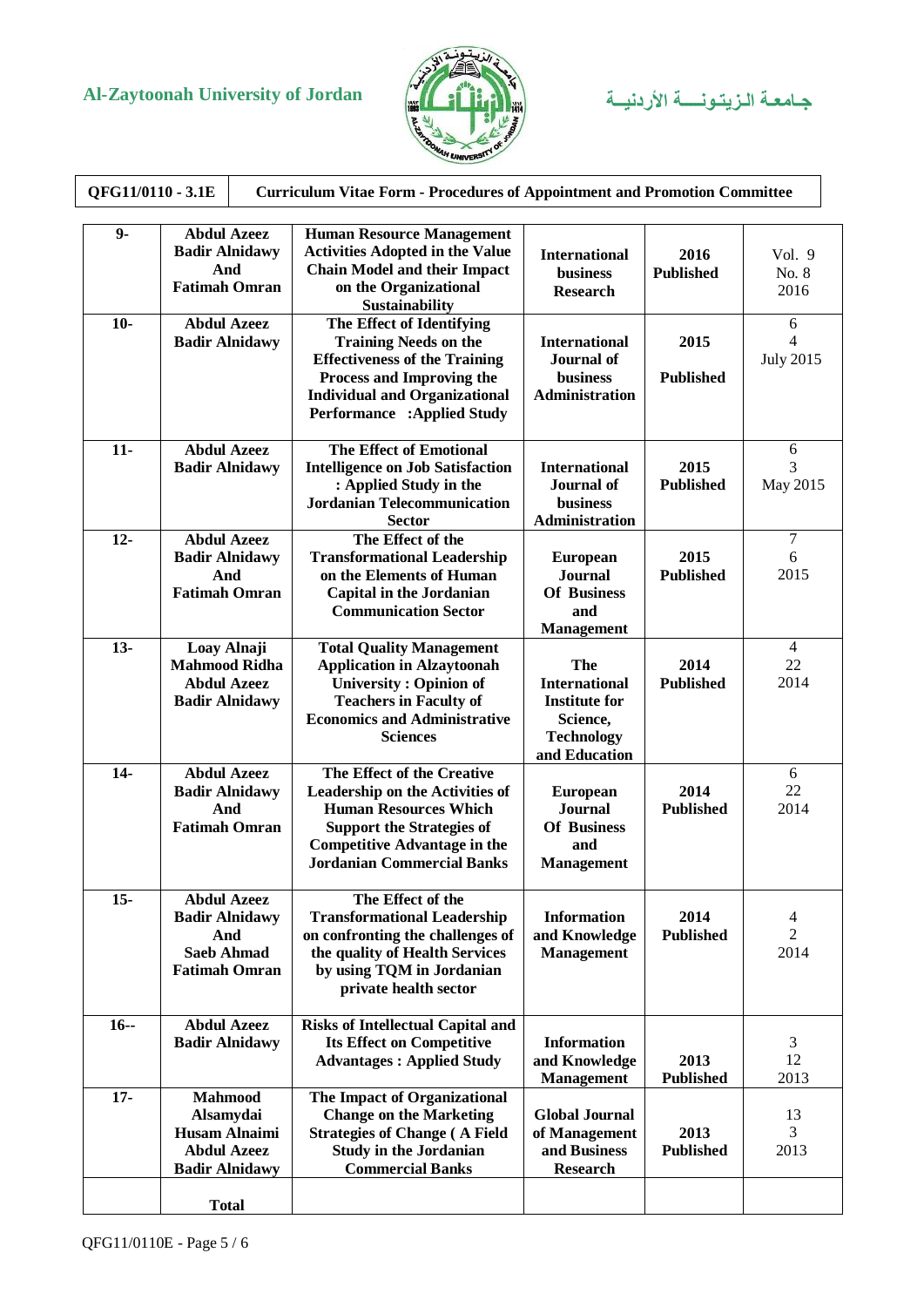| QFG11/0110 - 3.1E | Curriculum Vitae Form - Procedures of Appointment and Promotion Committee |
|---|---|

| | | | | | |
|---|---|---|---|---|---|
| **9-** | **Abdul Azeez Badir Alnidawy And Fatimah Omran** | **Human Resource Management Activities Adopted in the Value Chain Model and their Impact on the Organizational Sustainability** | **International business Research** | **2016 Published** | Vol. 9 No. 8 2016 |
| **10-** | **Abdul Azeez Badir Alnidawy** | **The Effect of Identifying Training Needs on the Effectiveness of the Training Process and Improving the Individual and Organizational Performance :Applied Study** | **International Journal of business Administration** | **2015 Published** | 6 4 July 2015 |
| **11-** | **Abdul Azeez Badir Alnidawy** | **The Effect of Emotional Intelligence on Job Satisfaction : Applied Study in the Jordanian Telecommunication Sector** | **International Journal of business Administration** | **2015 Published** | 6 3 May 2015 |
| **12-** | **Abdul Azeez Badir Alnidawy And Fatimah Omran** | **The Effect of the Transformational Leadership on the Elements of Human Capital in the Jordanian Communication Sector** | **European Journal Of Business and Management** | **2015 Published** | 7 6 2015 |
| **13-** | **Loay Alnaji Mahmood Ridha Abdul Azeez Badir Alnidawy** | **Total Quality Management Application in Alzaytoonah University : Opinion of Teachers in Faculty of Economics and Administrative Sciences** | **The International Institute for Science, Technology and Education** | **2014 Published** | 4 22 2014 |
| **14-** | **Abdul Azeez Badir Alnidawy And Fatimah Omran** | **The Effect of the Creative Leadership on the Activities of Human Resources Which Support the Strategies of Competitive Advantage in the Jordanian Commercial Banks** | **European Journal Of Business and Management** | **2014 Published** | 6 22 2014 |
| **15-** | **Abdul Azeez Badir Alnidawy And Saeb Ahmad Fatimah Omran** | **The Effect of the Transformational Leadership on confronting the challenges of the quality of Health Services by using TQM in Jordanian private health sector** | **Information and Knowledge Management** | **2014 Published** | 4 2 2014 |
| **16--** | **Abdul Azeez Badir Alnidawy** | **Risks of Intellectual Capital and Its Effect on Competitive Advantages : Applied Study** | **Information and Knowledge Management** | **2013 Published** | 3 12 2013 |
| **17-** | **Mahmood Alsamydai Husam Alnaimi Abdul Azeez Badir Alnidawy** | **The Impact of Organizational Change on the Marketing Strategies of Change ( A Field Study in the Jordanian Commercial Banks** | **Global Journal of Management and Business Research** | **2013 Published** | 13 3 2013 |
| | **Total** | | | | |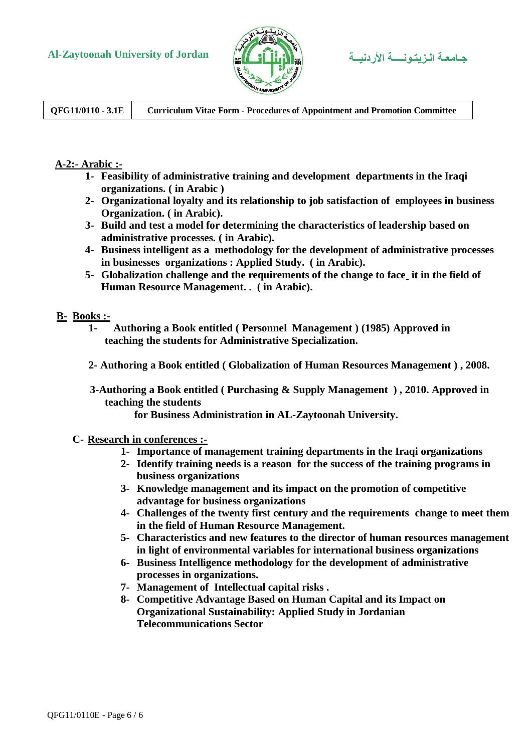**A-2:- Arabic :-**

1. **Feasibility of administrative training and development departments in the Iraqi organizations. ( in Arabic )**
2. **Organizational loyalty and its relationship to job satisfaction of employees in business Organization. ( in Arabic).**
3. **Build and test a model for determining the characteristics of leadership based on administrative processes. ( in Arabic).**
4. **Business intelligent as a methodology for the development of administrative processes in businesses organizations : Applied Study. ( in Arabic).**
5. **Globalization challenge and the requirements of the change to face it in the field of Human Resource Management. . ( in Arabic).**

**B- Books :-**

1. **Authoring a Book entitled ( Personnel Management ) (1985) Approved in teaching the students for Administrative Specialization.**
2. **Authoring a Book entitled ( Globalization of Human Resources Management ) , 2008.**
3. **Authoring a Book entitled ( Purchasing & Supply Management ) , 2010. Approved in teaching the students for Business Administration in AL-Zaytoonah University.**

**C- Research in conferences :-**

1. **Importance of management training departments in the Iraqi organizations**
2. **Identify training needs is a reason for the success of the training programs in business organizations**
3. **Knowledge management and its impact on the promotion of competitive advantage for business organizations**
4. **Challenges of the twenty first century and the requirements change to meet them in the field of Human Resource Management.**
5. **Characteristics and new features to the director of human resources management in light of environmental variables for international business organizations**
6. **Business Intelligence methodology for the development of administrative processes in organizations.**
7. **Management of Intellectual capital risks .**
8. **Competitive Advantage Based on Human Capital and its Impact on Organizational Sustainability: Applied Study in Jordanian Telecommunications Sector**